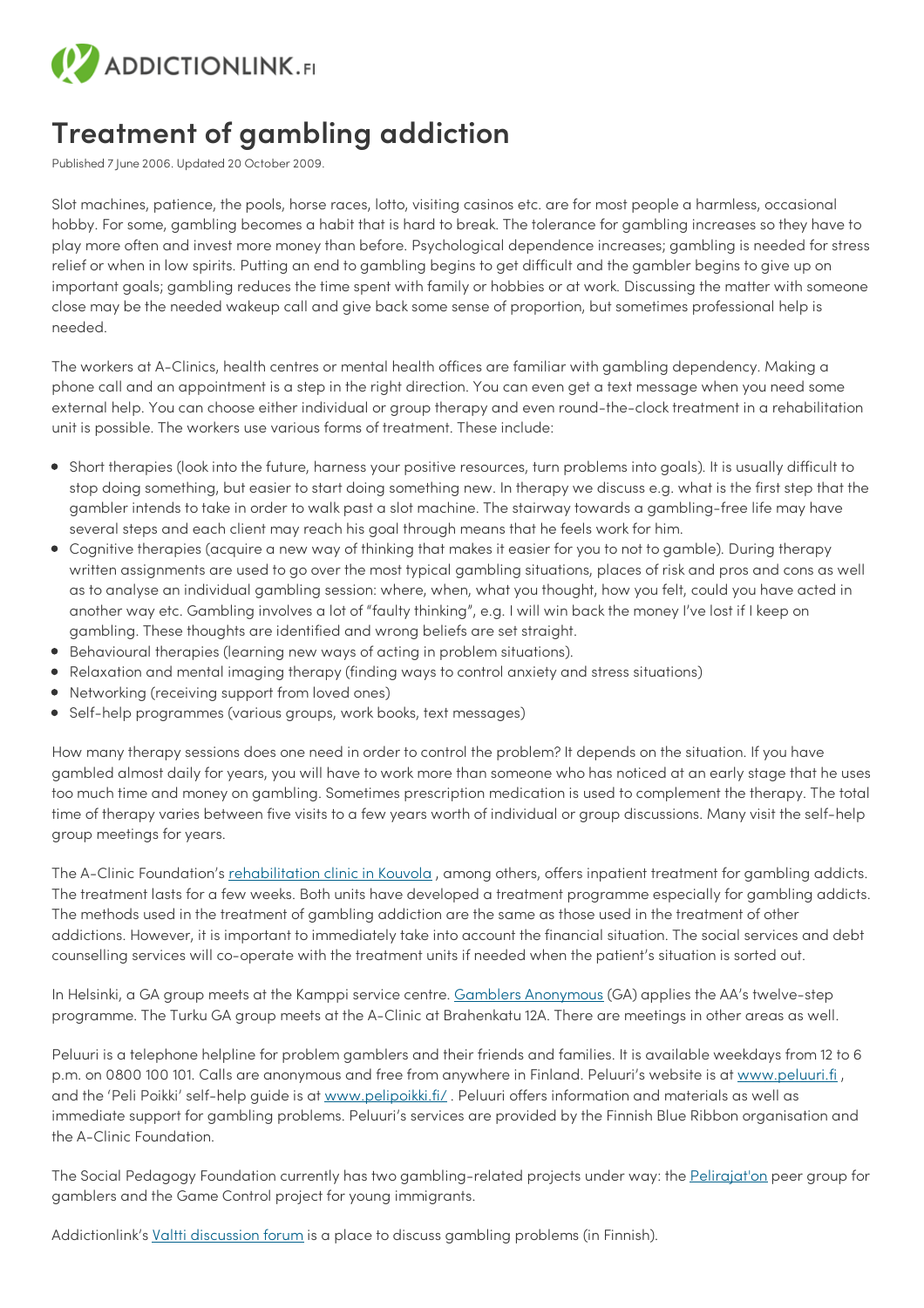ADDICTIONLINK.FI

# Treatment of gambling addiction

Published 7 June 2006. Updated 20 October 2009.

Slot machines, patience, the pools, horse races, lotto, visiting casinos etc. are for most people a harmless, occasional hobby. For some, gambling becomes a habit that is hard to break. The tolerance for gambling increases so they have to play more often and invest more money than before. Psychological dependence increases; gambling is needed for stress relief or when in low spirits. Putting an end to gambling begins to get difficult and the gambler begins to give up on important goals; gambling reduces the time spent with family or hobbies or at work. Discussing the matter with someone close may be the needed wakeup call and give back some sense of proportion, but sometimes professional help is needed.

The workers at A-Clinics, health centres or mental health offices are familiar with gambling dependency. Making a phone call and an appointment is a step in the right direction. You can even get a text message when you need some external help. You can choose either individual or group therapy and even round-the-clock treatment in a rehabilitation unit is possible. The workers use various forms of treatment. These include:

- Short therapies (look into the future, harness your positive resources, turn problems into goals). It is usually difficult to stop doing something, but easier to start doing something new. In therapy we discuss e.g. what is the first step that the gambler intends to take in order to walk past a slot machine. The stairway towards a gambling-free life may have several steps and each client may reach his goal through means that he feels work for him.
- Cognitive therapies (acquire a new way of thinking that makes it easier for you to not to gamble). During therapy written assignments are used to go over the most typical gambling situations, places of risk and pros and cons as well as to analyse an individual gambling session: where, when, what you thought, how you felt, could you have acted in another way etc. Gambling involves a lot of "faulty thinking", e.g. I will win back the money I've lost if I keep on gambling. These thoughts are identified and wrong beliefs are set straight.
- Behavioural therapies (learning new ways of acting in problem situations).
- Relaxation and mental imaging therapy (finding ways to control anxiety and stress situations)
- Networking (receiving support from loved ones)
- Self-help programmes (various groups, work books, text messages)

How many therapy sessions does one need in order to control the problem? It depends on the situation. If you have gambled almost daily for years, you will have to work more than someone who has noticed at an early stage that he uses too much time and money on gambling. Sometimes prescription medication is used to complement the therapy. The total time of therapy varies between five visits to a few years worth of individual or group discussions. Many visit the self-help group meetings for years.

The A-Clinic Foundation's rehabilitation clinic in Kouvola , among others, offers inpatient treatment for gambling addicts. The treatment lasts for a few weeks. Both units have developed a treatment programme especially for gambling addicts. The methods used in the treatment of gambling addiction are the same as those used in the treatment of other addictions. However, it is important to immediately take into account the financial situation. The social services and debt counselling services will co-operate with the treatment units if needed when the patient's situation is sorted out.

In Helsinki, a GA group meets at the Kamppi service centre. Gamblers Anonymous (GA) applies the AA's twelve-step programme. The Turku GA group meets at the A-Clinic at Brahenkatu 12A. There are meetings in other areas as well.

Peluuri is a telephone helpline for problem gamblers and their friends and families. It is available weekdays from 12 to 6 p.m. on 0800 100 101. Calls are anonymous and free from anywhere in Finland. Peluuri's website is at www.peluuri.fi , and the 'Peli Poikki' self-help guide is at www.pelipoikki.fi/ . Peluuri offers information and materials as well as immediate support for gambling problems. Peluuri's services are provided by the Finnish Blue Ribbon organisation and the A-Clinic Foundation.

The Social Pedagogy Foundation currently has two gambling-related projects under way: the Pelirajat'on peer group for gamblers and the Game Control project for young immigrants.

Addictionlink's Valtti discussion forum is a place to discuss gambling problems (in Finnish).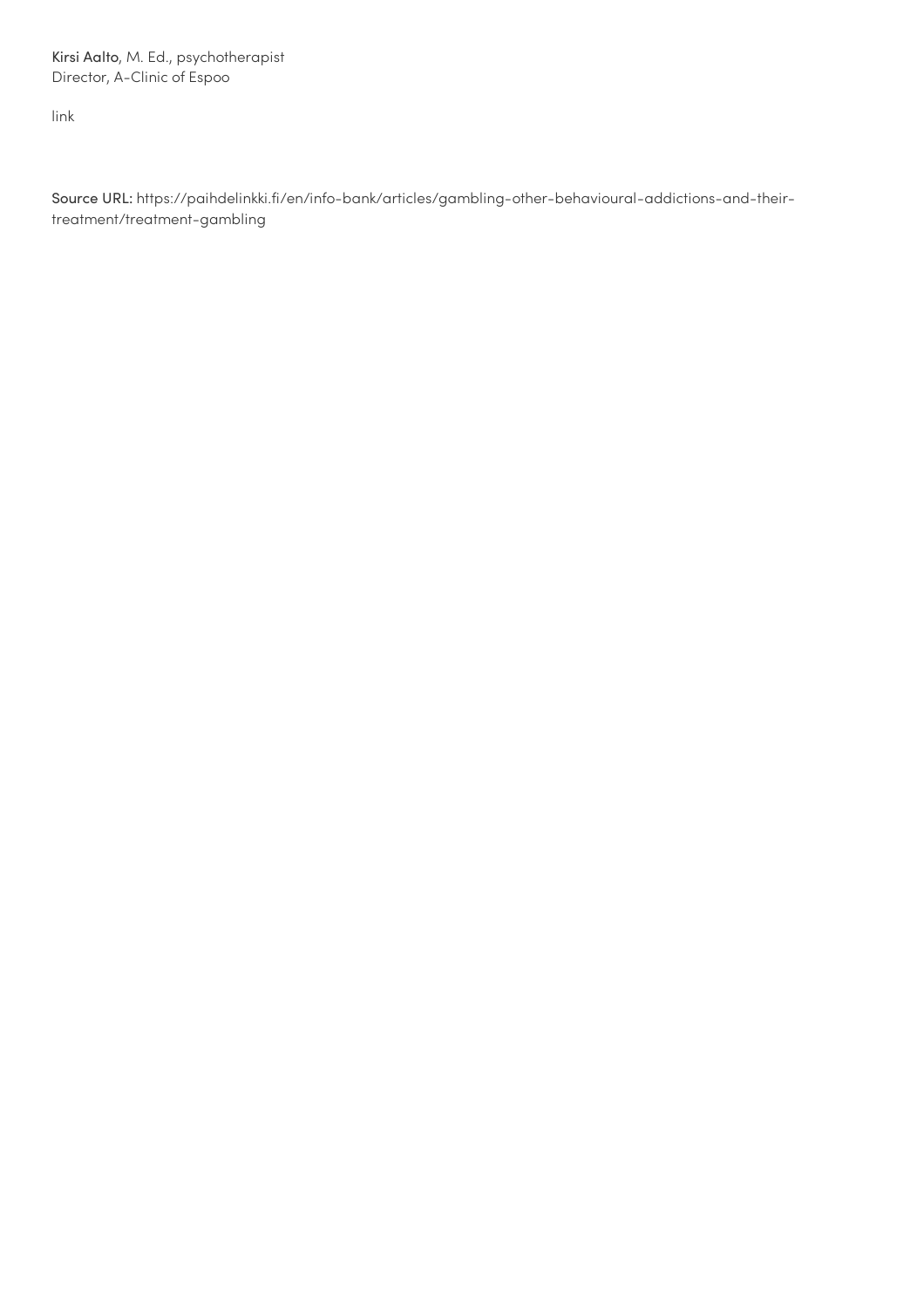**Kirsi Aalto**, M. Ed., psychotherapist
Director, A-Clinic of Espoo

link

**Source URL:** https://paihdelinkki.fi/en/info-bank/articles/gambling-other-behavioural-addictions-and-their-treatment/treatment-gambling